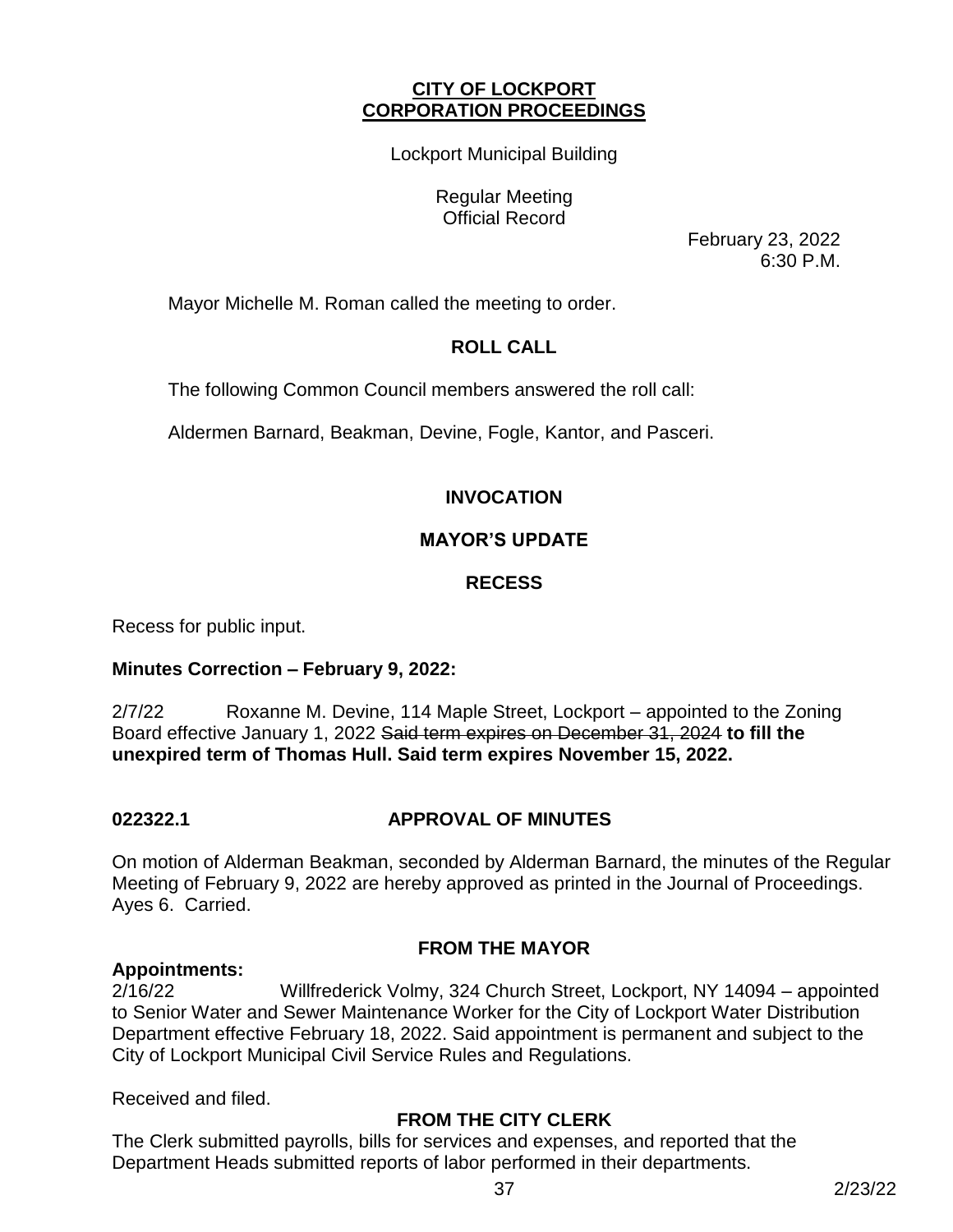**CITY OF LOCKPORT**
**CORPORATION PROCEEDINGS**

Lockport Municipal Building

Regular Meeting
Official Record

February 23, 2022
6:30 P.M.

Mayor Michelle M. Roman called the meeting to order.

## ROLL CALL

The following Common Council members answered the roll call:

Aldermen Barnard, Beakman, Devine, Fogle, Kantor, and Pasceri.

## INVOCATION

## MAYOR'S UPDATE

## RECESS

Recess for public input.

**Minutes Correction – February 9, 2022:**

2/7/22 Roxanne M. Devine, 114 Maple Street, Lockport – appointed to the Zoning Board effective January 1, 2022 ~~Said term expires on December 31, 2024~~ **to fill the unexpired term of Thomas Hull. Said term expires November 15, 2022.**

## 022322.1 APPROVAL OF MINUTES

On motion of Alderman Beakman, seconded by Alderman Barnard, the minutes of the Regular Meeting of February 9, 2022 are hereby approved as printed in the Journal of Proceedings. Ayes 6. Carried.

## FROM THE MAYOR

**Appointments:**

2/16/22 Willfrederick Volmy, 324 Church Street, Lockport, NY 14094 – appointed to Senior Water and Sewer Maintenance Worker for the City of Lockport Water Distribution Department effective February 18, 2022. Said appointment is permanent and subject to the City of Lockport Municipal Civil Service Rules and Regulations.

Received and filed.

## FROM THE CITY CLERK

The Clerk submitted payrolls, bills for services and expenses, and reported that the Department Heads submitted reports of labor performed in their departments.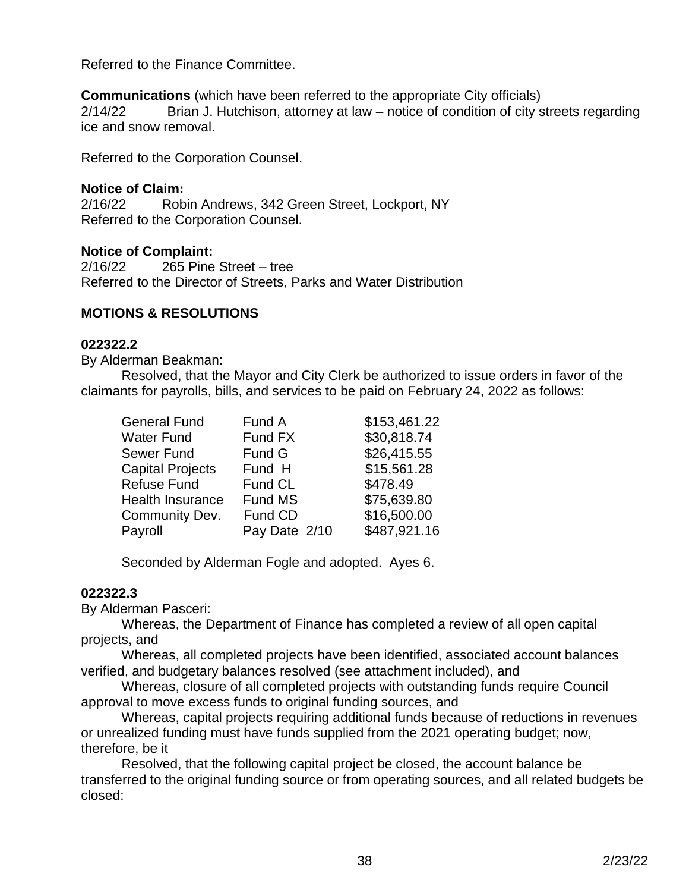Referred to the Finance Committee.

**Communications** (which have been referred to the appropriate City officials)
2/14/22 Brian J. Hutchison, attorney at law – notice of condition of city streets regarding ice and snow removal.

Referred to the Corporation Counsel.

**Notice of Claim:**
2/16/22 Robin Andrews, 342 Green Street, Lockport, NY
Referred to the Corporation Counsel.

**Notice of Complaint:**
2/16/22 265 Pine Street – tree
Referred to the Director of Streets, Parks and Water Distribution

**MOTIONS & RESOLUTIONS**

**022322.2**

By Alderman Beakman:

Resolved, that the Mayor and City Clerk be authorized to issue orders in favor of the claimants for payrolls, bills, and services to be paid on February 24, 2022 as follows:

| | | |
|---|---|---|
| General Fund | Fund A | $153,461.22 |
| Water Fund | Fund FX | $30,818.74 |
| Sewer Fund | Fund G | $26,415.55 |
| Capital Projects | Fund H | $15,561.28 |
| Refuse Fund | Fund CL | $478.49 |
| Health Insurance | Fund MS | $75,639.80 |
| Community Dev. | Fund CD | $16,500.00 |
| Payroll | Pay Date 2/10 | $487,921.16 |

Seconded by Alderman Fogle and adopted. Ayes 6.

**022322.3**

By Alderman Pasceri:

Whereas, the Department of Finance has completed a review of all open capital projects, and

Whereas, all completed projects have been identified, associated account balances verified, and budgetary balances resolved (see attachment included), and

Whereas, closure of all completed projects with outstanding funds require Council approval to move excess funds to original funding sources, and

Whereas, capital projects requiring additional funds because of reductions in revenues or unrealized funding must have funds supplied from the 2021 operating budget; now, therefore, be it

Resolved, that the following capital project be closed, the account balance be transferred to the original funding source or from operating sources, and all related budgets be closed: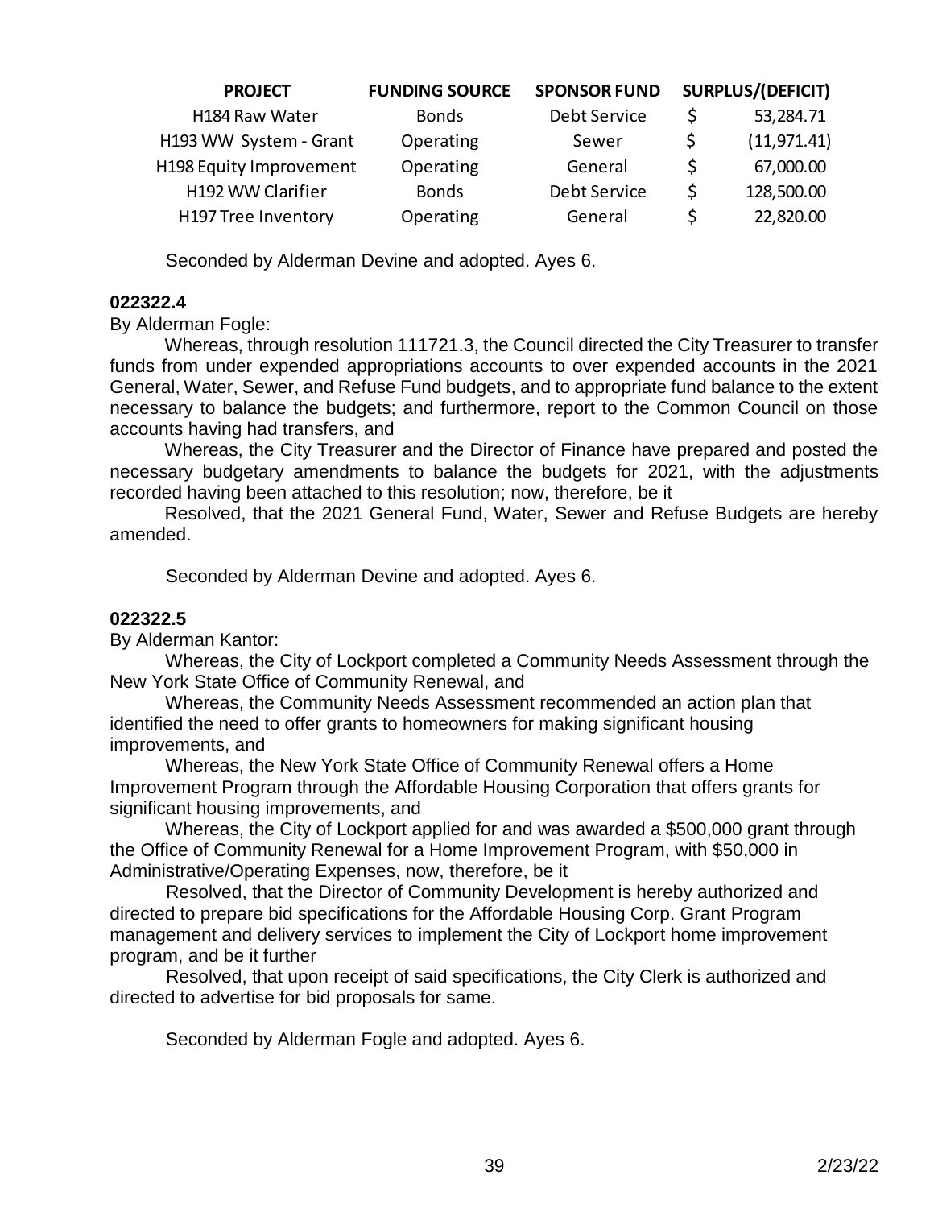| PROJECT | FUNDING SOURCE | SPONSOR FUND | SURPLUS/(DEFICIT) |
|---|---|---|---|
| H184 Raw Water | Bonds | Debt Service | $ 53,284.71 |
| H193 WW System - Grant | Operating | Sewer | $ (11,971.41) |
| H198 Equity Improvement | Operating | General | $ 67,000.00 |
| H192 WW Clarifier | Bonds | Debt Service | $ 128,500.00 |
| H197 Tree Inventory | Operating | General | $ 22,820.00 |

Seconded by Alderman Devine and adopted. Ayes 6.

**022322.4**

By Alderman Fogle:

Whereas, through resolution 111721.3, the Council directed the City Treasurer to transfer funds from under expended appropriations accounts to over expended accounts in the 2021 General, Water, Sewer, and Refuse Fund budgets, and to appropriate fund balance to the extent necessary to balance the budgets; and furthermore, report to the Common Council on those accounts having had transfers, and

Whereas, the City Treasurer and the Director of Finance have prepared and posted the necessary budgetary amendments to balance the budgets for 2021, with the adjustments recorded having been attached to this resolution; now, therefore, be it

Resolved, that the 2021 General Fund, Water, Sewer and Refuse Budgets are hereby amended.

Seconded by Alderman Devine and adopted. Ayes 6.

**022322.5**

By Alderman Kantor:

Whereas, the City of Lockport completed a Community Needs Assessment through the New York State Office of Community Renewal, and

Whereas, the Community Needs Assessment recommended an action plan that identified the need to offer grants to homeowners for making significant housing improvements, and

Whereas, the New York State Office of Community Renewal offers a Home Improvement Program through the Affordable Housing Corporation that offers grants for significant housing improvements, and

Whereas, the City of Lockport applied for and was awarded a $500,000 grant through the Office of Community Renewal for a Home Improvement Program, with $50,000 in Administrative/Operating Expenses, now, therefore, be it

Resolved, that the Director of Community Development is hereby authorized and directed to prepare bid specifications for the Affordable Housing Corp. Grant Program management and delivery services to implement the City of Lockport home improvement program, and be it further

Resolved, that upon receipt of said specifications, the City Clerk is authorized and directed to advertise for bid proposals for same.

Seconded by Alderman Fogle and adopted. Ayes 6.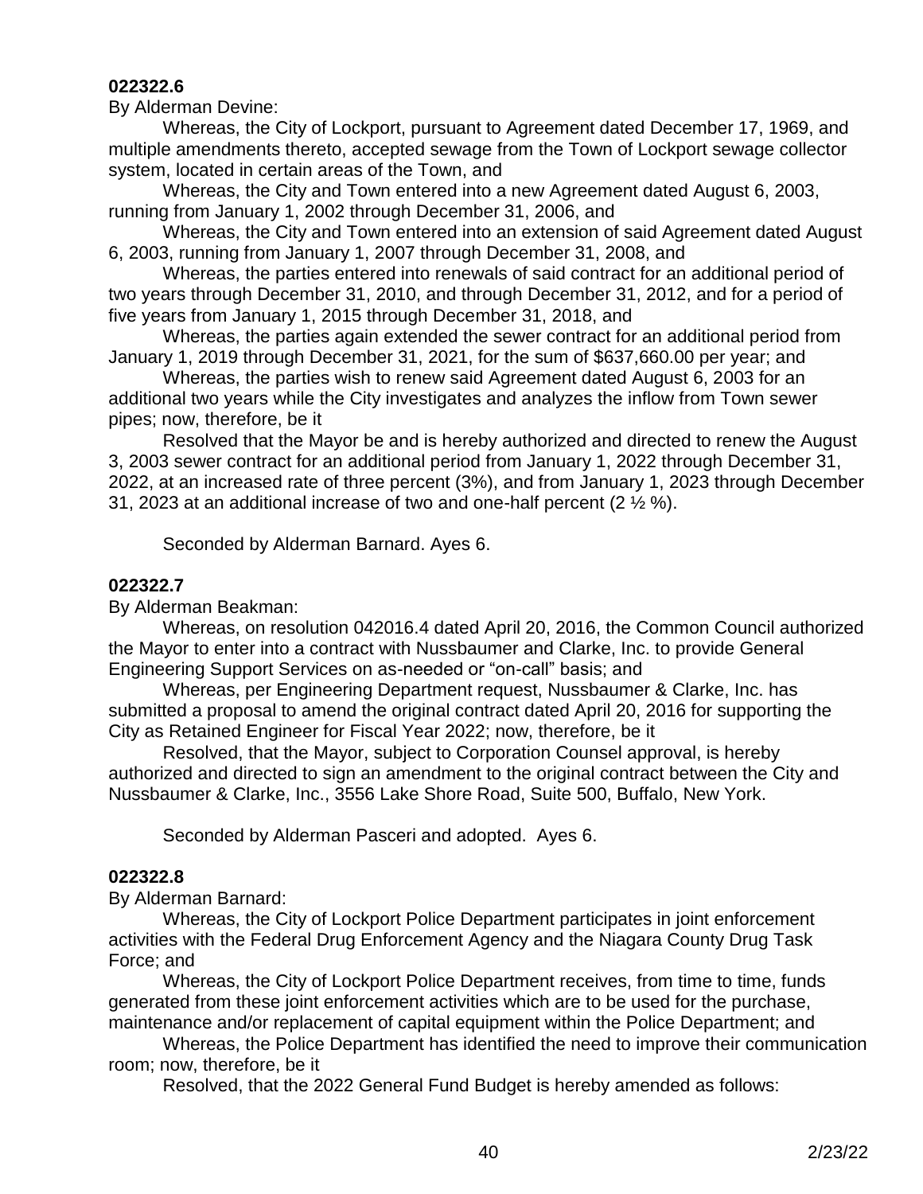**022322.6**

By Alderman Devine:

Whereas, the City of Lockport, pursuant to Agreement dated December 17, 1969, and multiple amendments thereto, accepted sewage from the Town of Lockport sewage collector system, located in certain areas of the Town, and

Whereas, the City and Town entered into a new Agreement dated August 6, 2003, running from January 1, 2002 through December 31, 2006, and

Whereas, the City and Town entered into an extension of said Agreement dated August 6, 2003, running from January 1, 2007 through December 31, 2008, and

Whereas, the parties entered into renewals of said contract for an additional period of two years through December 31, 2010, and through December 31, 2012, and for a period of five years from January 1, 2015 through December 31, 2018, and

Whereas, the parties again extended the sewer contract for an additional period from January 1, 2019 through December 31, 2021, for the sum of $637,660.00 per year; and

Whereas, the parties wish to renew said Agreement dated August 6, 2003 for an additional two years while the City investigates and analyzes the inflow from Town sewer pipes; now, therefore, be it

Resolved that the Mayor be and is hereby authorized and directed to renew the August 3, 2003 sewer contract for an additional period from January 1, 2022 through December 31, 2022, at an increased rate of three percent (3%), and from January 1, 2023 through December 31, 2023 at an additional increase of two and one-half percent (2 ½ %).

Seconded by Alderman Barnard. Ayes 6.

**022322.7**

By Alderman Beakman:

Whereas, on resolution 042016.4 dated April 20, 2016, the Common Council authorized the Mayor to enter into a contract with Nussbaumer and Clarke, Inc. to provide General Engineering Support Services on as-needed or "on-call" basis; and

Whereas, per Engineering Department request, Nussbaumer & Clarke, Inc. has submitted a proposal to amend the original contract dated April 20, 2016 for supporting the City as Retained Engineer for Fiscal Year 2022; now, therefore, be it

Resolved, that the Mayor, subject to Corporation Counsel approval, is hereby authorized and directed to sign an amendment to the original contract between the City and Nussbaumer & Clarke, Inc., 3556 Lake Shore Road, Suite 500, Buffalo, New York.

Seconded by Alderman Pasceri and adopted. Ayes 6.

**022322.8**

By Alderman Barnard:

Whereas, the City of Lockport Police Department participates in joint enforcement activities with the Federal Drug Enforcement Agency and the Niagara County Drug Task Force; and

Whereas, the City of Lockport Police Department receives, from time to time, funds generated from these joint enforcement activities which are to be used for the purchase, maintenance and/or replacement of capital equipment within the Police Department; and

Whereas, the Police Department has identified the need to improve their communication room; now, therefore, be it

Resolved, that the 2022 General Fund Budget is hereby amended as follows: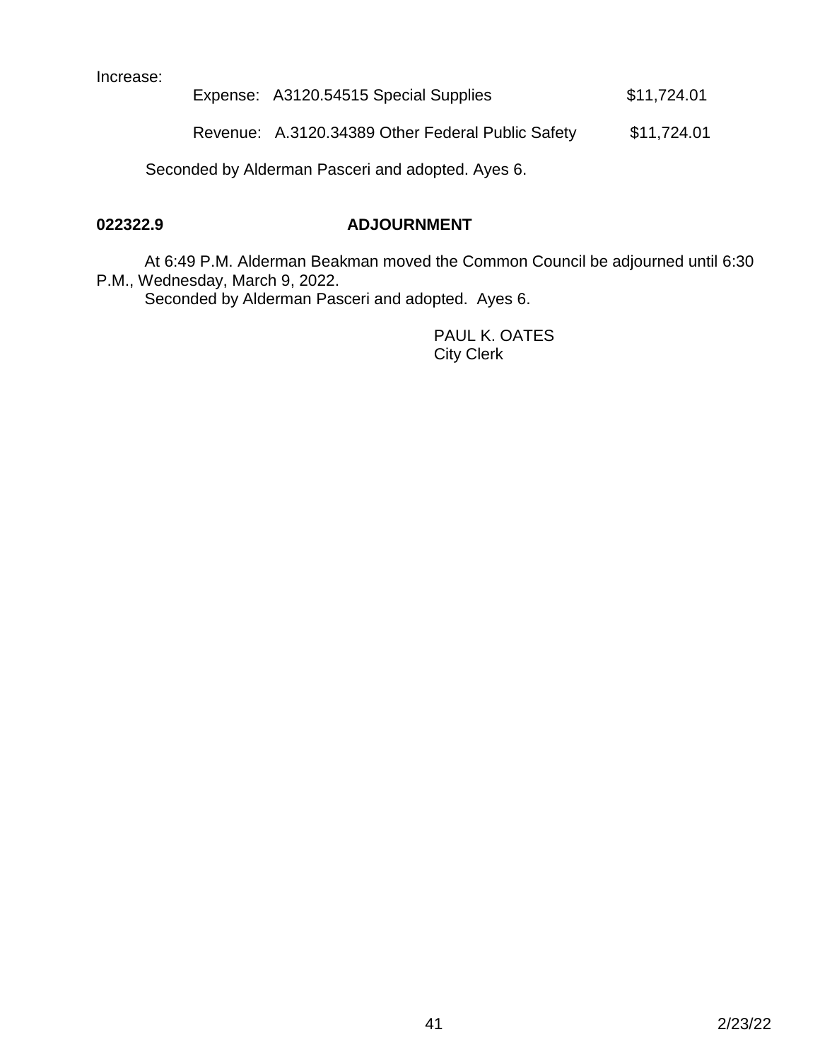Increase:

| | | |
|---|---|---|
| Expense: | A3120.54515 Special Supplies | $11,724.01 |
| Revenue: | A.3120.34389 Other Federal Public Safety | $11,724.01 |

Seconded by Alderman Pasceri and adopted. Ayes 6.

**022322.9** **ADJOURNMENT**

At 6:49 P.M. Alderman Beakman moved the Common Council be adjourned until 6:30 P.M., Wednesday, March 9, 2022.

Seconded by Alderman Pasceri and adopted. Ayes 6.

PAUL K. OATES
City Clerk